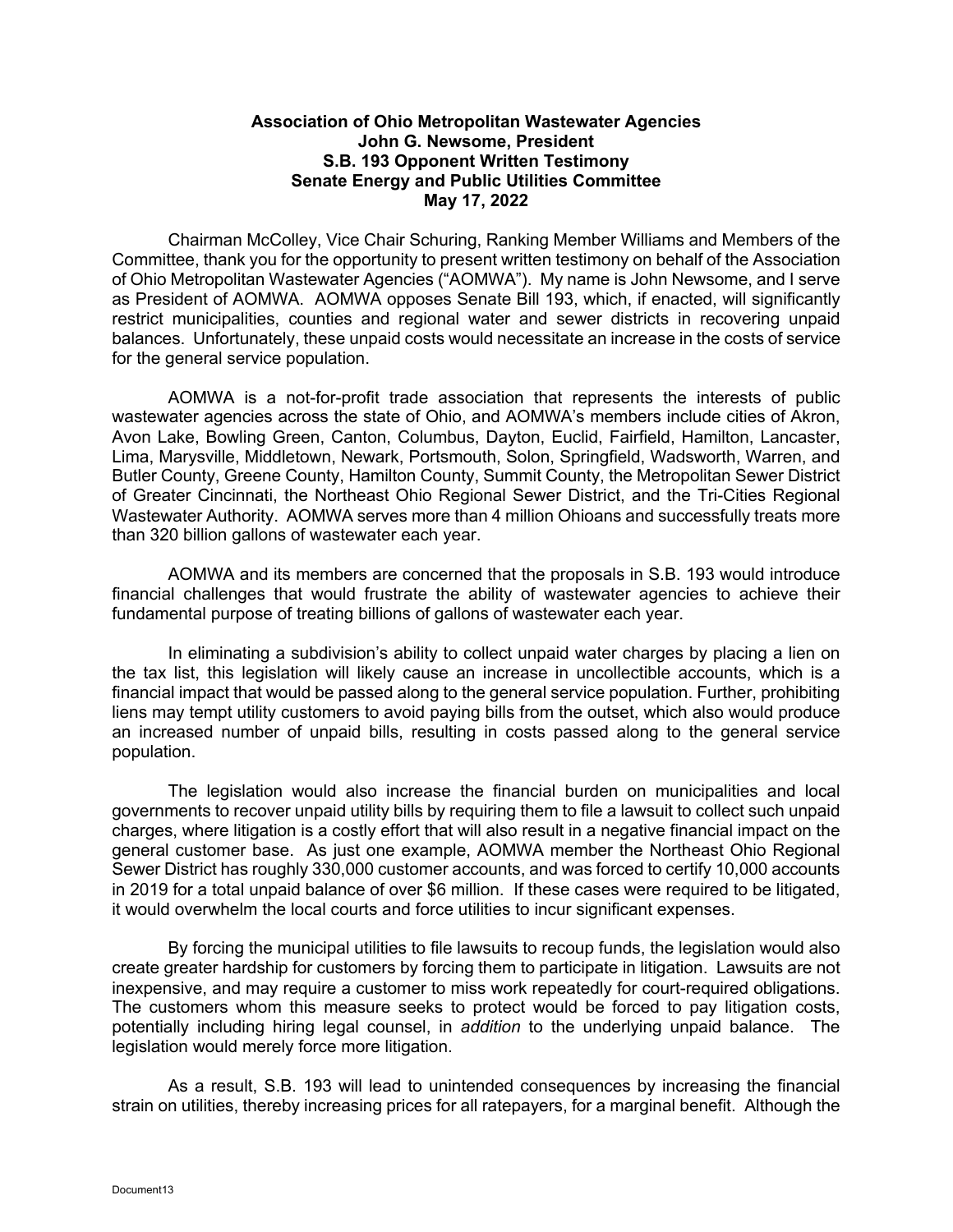**Association of Ohio Metropolitan Wastewater Agencies**
**John G. Newsome, President**
**S.B. 193 Opponent Written Testimony**
**Senate Energy and Public Utilities Committee**
**May 17, 2022**

Chairman McColley, Vice Chair Schuring, Ranking Member Williams and Members of the Committee, thank you for the opportunity to present written testimony on behalf of the Association of Ohio Metropolitan Wastewater Agencies ("AOMWA"). My name is John Newsome, and I serve as President of AOMWA. AOMWA opposes Senate Bill 193, which, if enacted, will significantly restrict municipalities, counties and regional water and sewer districts in recovering unpaid balances. Unfortunately, these unpaid costs would necessitate an increase in the costs of service for the general service population.

AOMWA is a not-for-profit trade association that represents the interests of public wastewater agencies across the state of Ohio, and AOMWA's members include cities of Akron, Avon Lake, Bowling Green, Canton, Columbus, Dayton, Euclid, Fairfield, Hamilton, Lancaster, Lima, Marysville, Middletown, Newark, Portsmouth, Solon, Springfield, Wadsworth, Warren, and Butler County, Greene County, Hamilton County, Summit County, the Metropolitan Sewer District of Greater Cincinnati, the Northeast Ohio Regional Sewer District, and the Tri-Cities Regional Wastewater Authority. AOMWA serves more than 4 million Ohioans and successfully treats more than 320 billion gallons of wastewater each year.

AOMWA and its members are concerned that the proposals in S.B. 193 would introduce financial challenges that would frustrate the ability of wastewater agencies to achieve their fundamental purpose of treating billions of gallons of wastewater each year.

In eliminating a subdivision's ability to collect unpaid water charges by placing a lien on the tax list, this legislation will likely cause an increase in uncollectible accounts, which is a financial impact that would be passed along to the general service population. Further, prohibiting liens may tempt utility customers to avoid paying bills from the outset, which also would produce an increased number of unpaid bills, resulting in costs passed along to the general service population.

The legislation would also increase the financial burden on municipalities and local governments to recover unpaid utility bills by requiring them to file a lawsuit to collect such unpaid charges, where litigation is a costly effort that will also result in a negative financial impact on the general customer base. As just one example, AOMWA member the Northeast Ohio Regional Sewer District has roughly 330,000 customer accounts, and was forced to certify 10,000 accounts in 2019 for a total unpaid balance of over $6 million. If these cases were required to be litigated, it would overwhelm the local courts and force utilities to incur significant expenses.

By forcing the municipal utilities to file lawsuits to recoup funds, the legislation would also create greater hardship for customers by forcing them to participate in litigation. Lawsuits are not inexpensive, and may require a customer to miss work repeatedly for court-required obligations. The customers whom this measure seeks to protect would be forced to pay litigation costs, potentially including hiring legal counsel, in *addition* to the underlying unpaid balance. The legislation would merely force more litigation.

As a result, S.B. 193 will lead to unintended consequences by increasing the financial strain on utilities, thereby increasing prices for all ratepayers, for a marginal benefit. Although the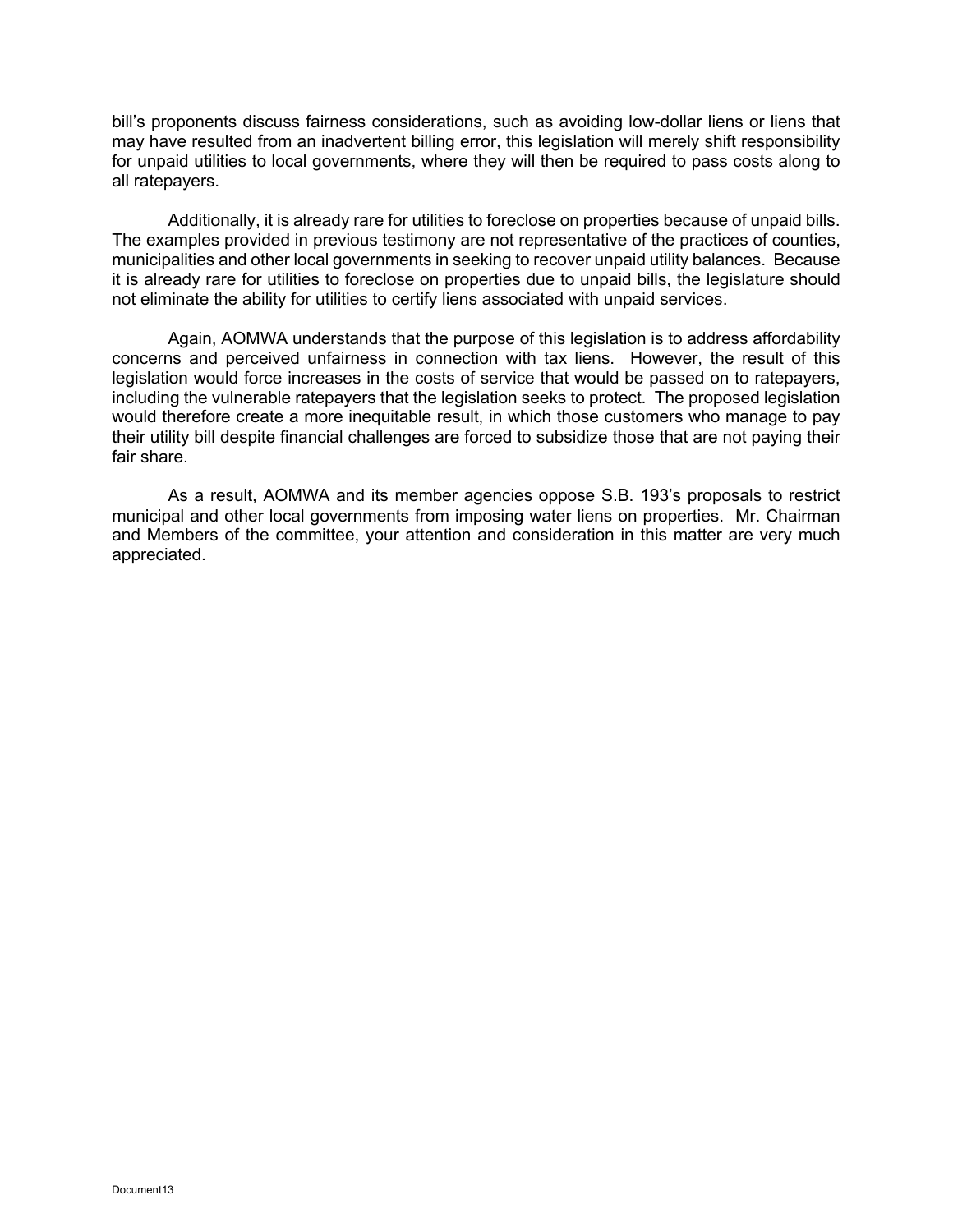bill's proponents discuss fairness considerations, such as avoiding low-dollar liens or liens that may have resulted from an inadvertent billing error, this legislation will merely shift responsibility for unpaid utilities to local governments, where they will then be required to pass costs along to all ratepayers.

Additionally, it is already rare for utilities to foreclose on properties because of unpaid bills. The examples provided in previous testimony are not representative of the practices of counties, municipalities and other local governments in seeking to recover unpaid utility balances. Because it is already rare for utilities to foreclose on properties due to unpaid bills, the legislature should not eliminate the ability for utilities to certify liens associated with unpaid services.

Again, AOMWA understands that the purpose of this legislation is to address affordability concerns and perceived unfairness in connection with tax liens. However, the result of this legislation would force increases in the costs of service that would be passed on to ratepayers, including the vulnerable ratepayers that the legislation seeks to protect. The proposed legislation would therefore create a more inequitable result, in which those customers who manage to pay their utility bill despite financial challenges are forced to subsidize those that are not paying their fair share.

As a result, AOMWA and its member agencies oppose S.B. 193's proposals to restrict municipal and other local governments from imposing water liens on properties. Mr. Chairman and Members of the committee, your attention and consideration in this matter are very much appreciated.